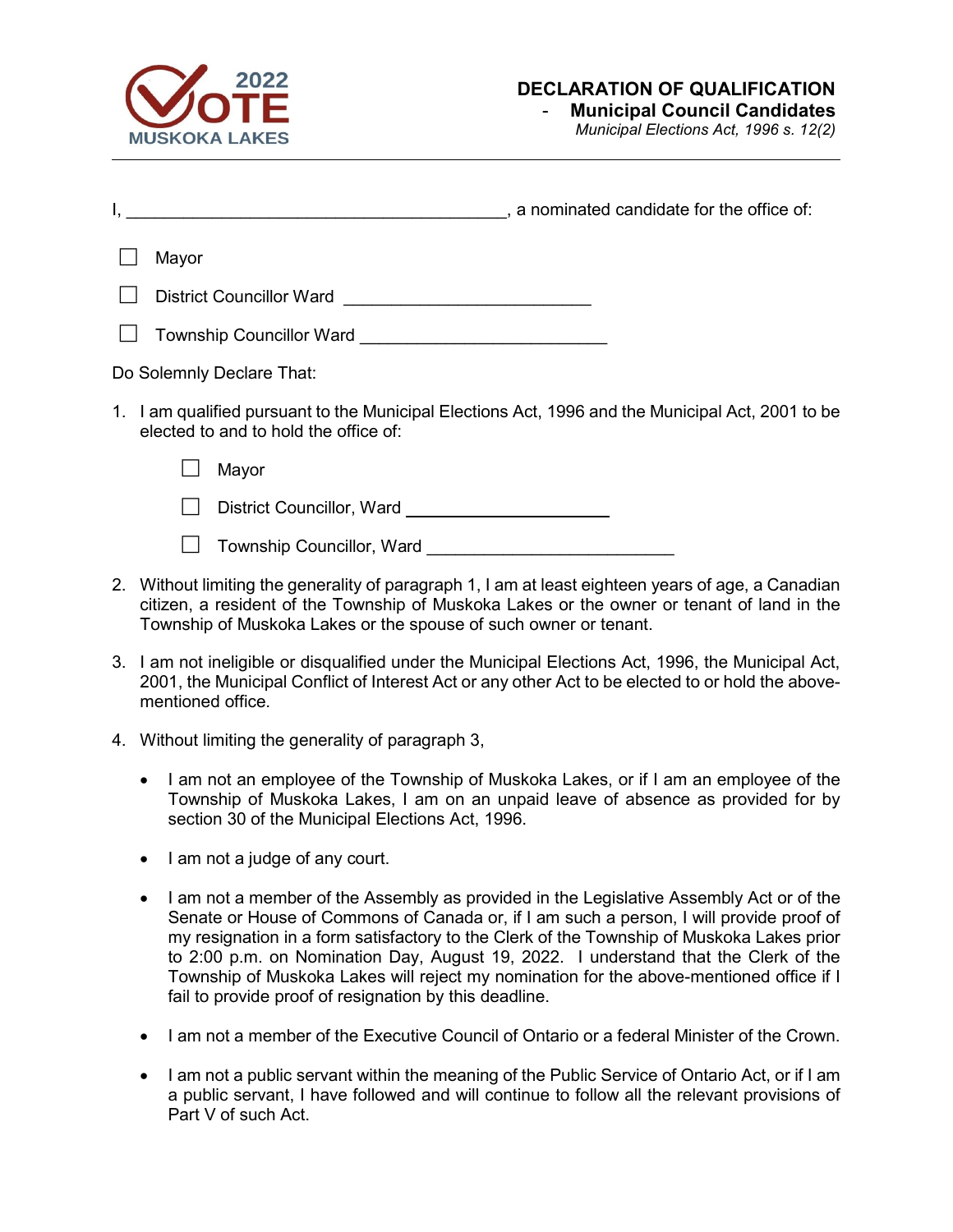2022 VOTE MUSKOKA LAKES

# DECLARATION OF QUALIFICATION

## - Municipal Council Candidates

*Municipal Elections Act, 1996 s. 12(2)*

I, ________________________________________, a nominated candidate for the office of:

☐ Mayor

☐ District Councillor Ward __________________________

☐ Township Councillor Ward __________________________

Do Solemnly Declare That:

1. I am qualified pursuant to the Municipal Elections Act, 1996 and the Municipal Act, 2001 to be elected to and to hold the office of:

   ☐ Mayor

   ☐ District Councillor, Ward ____________________

   ☐ Township Councillor, Ward __________________________

2. Without limiting the generality of paragraph 1, I am at least eighteen years of age, a Canadian citizen, a resident of the Township of Muskoka Lakes or the owner or tenant of land in the Township of Muskoka Lakes or the spouse of such owner or tenant.

3. I am not ineligible or disqualified under the Municipal Elections Act, 1996, the Municipal Act, 2001, the Municipal Conflict of Interest Act or any other Act to be elected to or hold the above-mentioned office.

4. Without limiting the generality of paragraph 3,

   - I am not an employee of the Township of Muskoka Lakes, or if I am an employee of the Township of Muskoka Lakes, I am on an unpaid leave of absence as provided for by section 30 of the Municipal Elections Act, 1996.

   - I am not a judge of any court.

   - I am not a member of the Assembly as provided in the Legislative Assembly Act or of the Senate or House of Commons of Canada or, if I am such a person, I will provide proof of my resignation in a form satisfactory to the Clerk of the Township of Muskoka Lakes prior to 2:00 p.m. on Nomination Day, August 19, 2022. I understand that the Clerk of the Township of Muskoka Lakes will reject my nomination for the above-mentioned office if I fail to provide proof of resignation by this deadline.

   - I am not a member of the Executive Council of Ontario or a federal Minister of the Crown.

   - I am not a public servant within the meaning of the Public Service of Ontario Act, or if I am a public servant, I have followed and will continue to follow all the relevant provisions of Part V of such Act.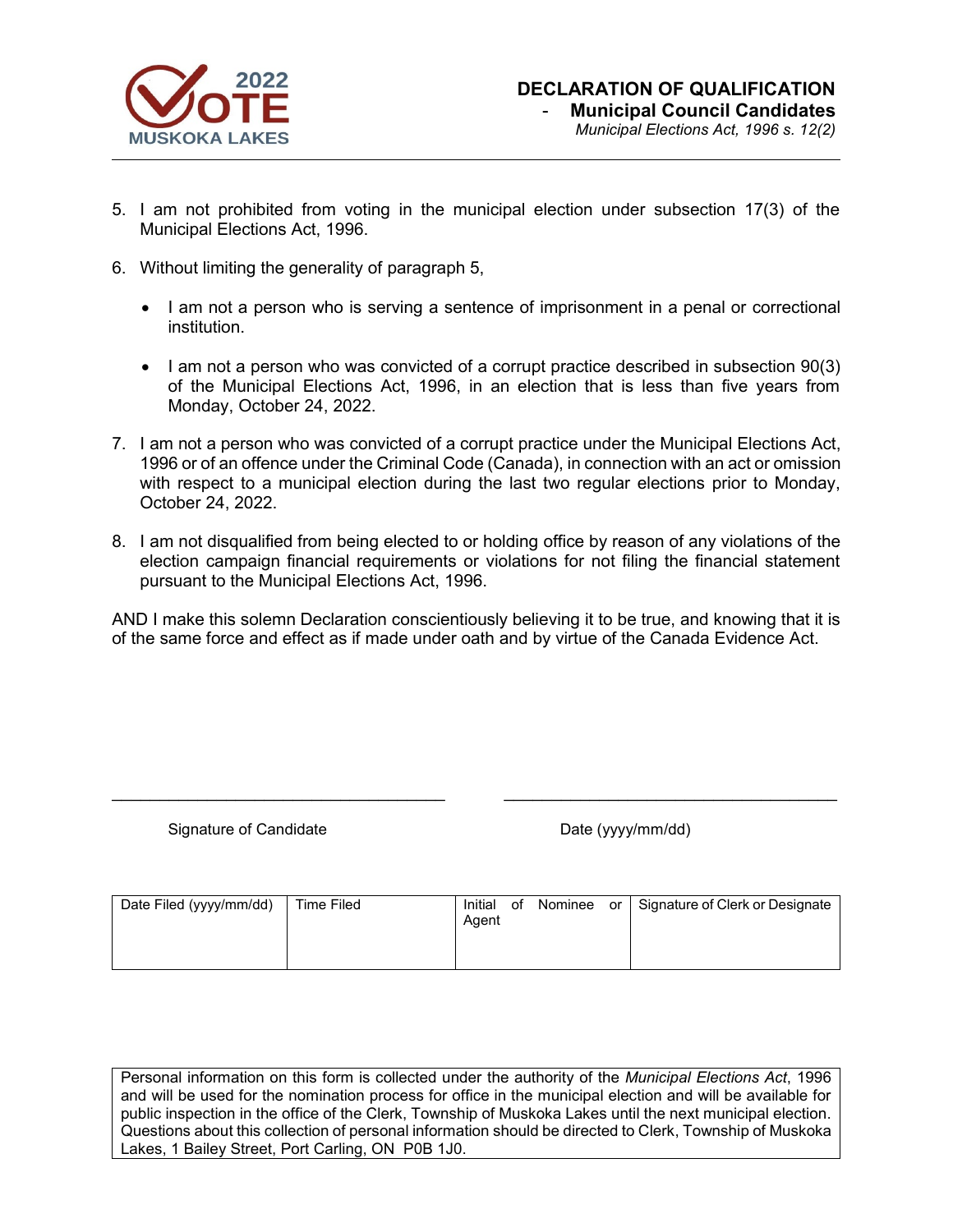5. I am not prohibited from voting in the municipal election under subsection 17(3) of the Municipal Elections Act, 1996.

6. Without limiting the generality of paragraph 5,

   - I am not a person who is serving a sentence of imprisonment in a penal or correctional institution.

   - I am not a person who was convicted of a corrupt practice described in subsection 90(3) of the Municipal Elections Act, 1996, in an election that is less than five years from Monday, October 24, 2022.

7. I am not a person who was convicted of a corrupt practice under the Municipal Elections Act, 1996 or of an offence under the Criminal Code (Canada), in connection with an act or omission with respect to a municipal election during the last two regular elections prior to Monday, October 24, 2022.

8. I am not disqualified from being elected to or holding office by reason of any violations of the election campaign financial requirements or violations for not filing the financial statement pursuant to the Municipal Elections Act, 1996.

AND I make this solemn Declaration conscientiously believing it to be true, and knowing that it is of the same force and effect as if made under oath and by virtue of the Canada Evidence Act.

\_\_\_\_\_\_\_\_\_\_\_\_\_\_\_\_\_\_\_\_\_\_\_\_\_\_\_\_\_\_\_\_\_\_\_\_ Signature of Candidate

\_\_\_\_\_\_\_\_\_\_\_\_\_\_\_\_\_\_\_\_\_\_\_\_\_\_\_\_\_\_\_\_\_\_\_\_ Date (yyyy/mm/dd)

| Date Filed (yyyy/mm/dd) | Time Filed | Initial of Nominee or Agent | Signature of Clerk or Designate |
|---|---|---|---|
| | | | |

Personal information on this form is collected under the authority of the *Municipal Elections Act*, 1996 and will be used for the nomination process for office in the municipal election and will be available for public inspection in the office of the Clerk, Township of Muskoka Lakes until the next municipal election. Questions about this collection of personal information should be directed to Clerk, Township of Muskoka Lakes, 1 Bailey Street, Port Carling, ON P0B 1J0.